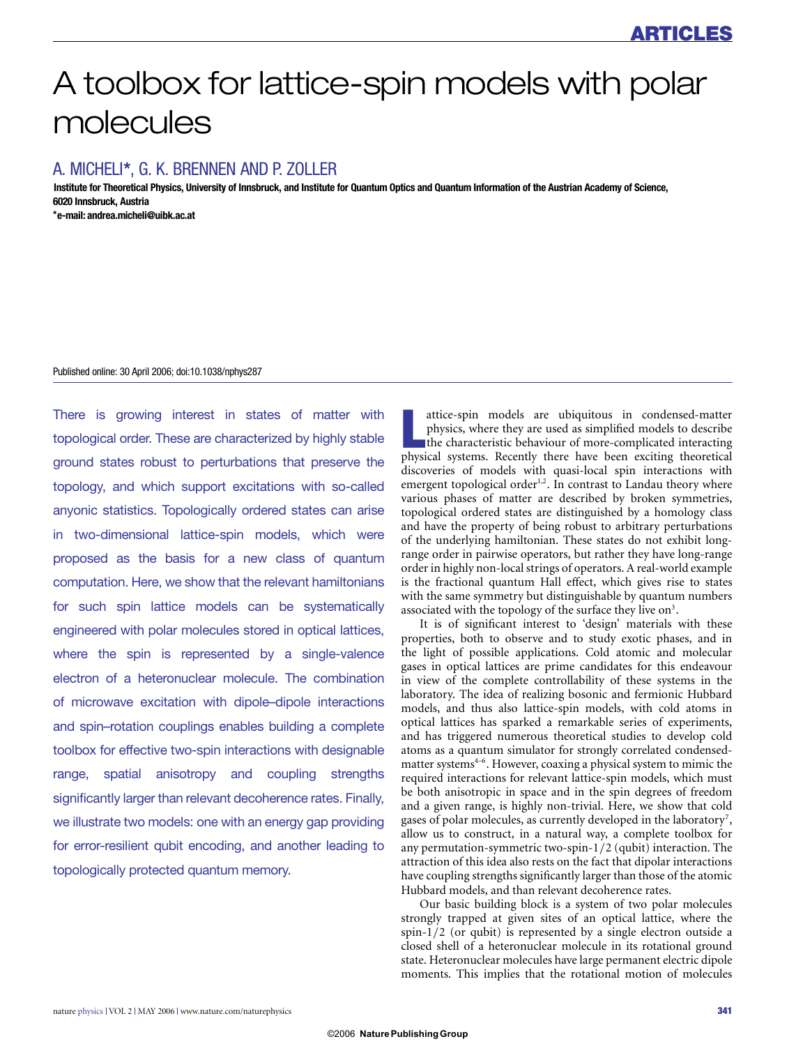# A toolbox for lattice-spin models with polar molecules

A. MICHELI*, G. K. BRENNEN AND P. ZOLLER

**Institute for Theoretical Physics, University of Innsbruck, and Institute for Quantum Optics and Quantum Information of the Austrian Academy of Science, 6020 Innsbruck, Austria**

**\*e-mail: andrea.micheli@uibk.ac.at**

Published online: 30 April 2006; doi:10.1038/nphys287

There is growing interest in states of matter with topological order. These are characterized by highly stable ground states robust to perturbations that preserve the topology, and which support excitations with so-called anyonic statistics. Topologically ordered states can arise in two-dimensional lattice-spin models, which were proposed as the basis for a new class of quantum computation. Here, we show that the relevant hamiltonians for such spin lattice models can be systematically engineered with polar molecules stored in optical lattices, where the spin is represented by a single-valence electron of a heteronuclear molecule. The combination of microwave excitation with dipole–dipole interactions and spin–rotation couplings enables building a complete toolbox for effective two-spin interactions with designable range, spatial anisotropy and coupling strengths significantly larger than relevant decoherence rates. Finally, we illustrate two models: one with an energy gap providing for error-resilient qubit encoding, and another leading to topologically protected quantum memory.

Lattice-spin models are ubiquitous in condensed-matter physics, where they are used as simplified models to describe the characteristic behaviour of more-complicated interacting physical systems. Recently there have been exciting theoretical discoveries of models with quasi-local spin interactions with emergent topological order[1,2]. In contrast to Landau theory where various phases of matter are described by broken symmetries, topological ordered states are distinguished by a homology class and have the property of being robust to arbitrary perturbations of the underlying hamiltonian. These states do not exhibit long-range order in pairwise operators, but rather they have long-range order in highly non-local strings of operators. A real-world example is the fractional quantum Hall effect, which gives rise to states with the same symmetry but distinguishable by quantum numbers associated with the topology of the surface they live on[3].

It is of significant interest to 'design' materials with these properties, both to observe and to study exotic phases, and in the light of possible applications. Cold atomic and molecular gases in optical lattices are prime candidates for this endeavour in view of the complete controllability of these systems in the laboratory. The idea of realizing bosonic and fermionic Hubbard models, and thus also lattice-spin models, with cold atoms in optical lattices has sparked a remarkable series of experiments, and has triggered numerous theoretical studies to develop cold atoms as a quantum simulator for strongly correlated condensed-matter systems[4–6]. However, coaxing a physical system to mimic the required interactions for relevant lattice-spin models, which must be both anisotropic in space and in the spin degrees of freedom and a given range, is highly non-trivial. Here, we show that cold gases of polar molecules, as currently developed in the laboratory[7], allow us to construct, in a natural way, a complete toolbox for any permutation-symmetric two-spin-1/2 (qubit) interaction. The attraction of this idea also rests on the fact that dipolar interactions have coupling strengths significantly larger than those of the atomic Hubbard models, and than relevant decoherence rates.

Our basic building block is a system of two polar molecules strongly trapped at given sites of an optical lattice, where the spin-1/2 (or qubit) is represented by a single electron outside a closed shell of a heteronuclear molecule in its rotational ground state. Heteronuclear molecules have large permanent electric dipole moments. This implies that the rotational motion of molecules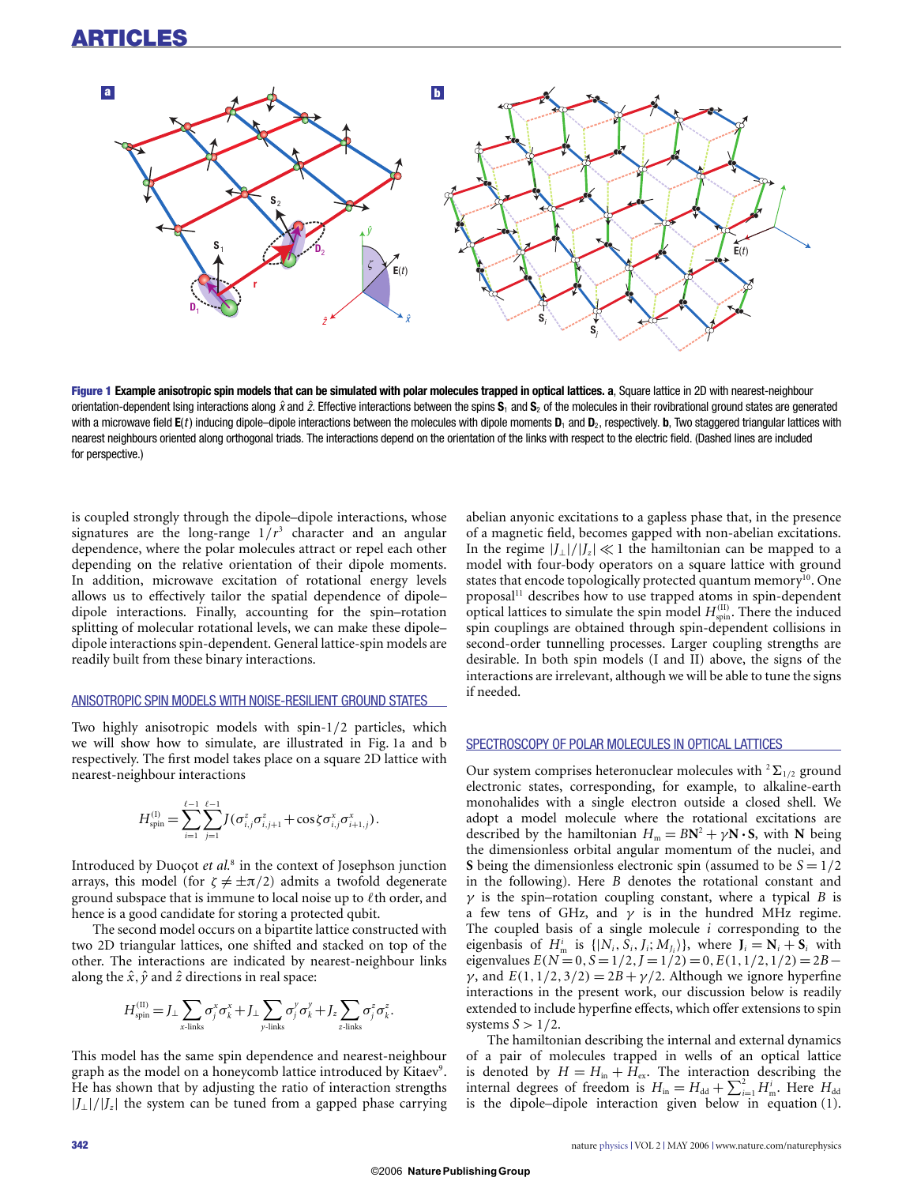**Figure 1 Example anisotropic spin models that can be simulated with polar molecules trapped in optical lattices.** **a**, Square lattice in 2D with nearest-neighbour orientation-dependent Ising interactions along $\hat{x}$ and $\hat{z}$. Effective interactions between the spins $\mathbf{S}_1$ and $\mathbf{S}_2$ of the molecules in their rovibrational ground states are generated with a microwave field $\mathbf{E}(t)$ inducing dipole–dipole interactions between the molecules with dipole moments $\mathbf{D}_1$ and $\mathbf{D}_2$, respectively. **b**, Two staggered triangular lattices with nearest neighbours oriented along orthogonal triads. The interactions depend on the orientation of the links with respect to the electric field. (Dashed lines are included for perspective.)

is coupled strongly through the dipole–dipole interactions, whose signatures are the long-range $1/r^3$ character and an angular dependence, where the polar molecules attract or repel each other depending on the relative orientation of their dipole moments. In addition, microwave excitation of rotational energy levels allows us to effectively tailor the spatial dependence of dipole–dipole interactions. Finally, accounting for the spin–rotation splitting of molecular rotational levels, we can make these dipole–dipole interactions spin-dependent. General lattice-spin models are readily built from these binary interactions.

## ANISOTROPIC SPIN MODELS WITH NOISE-RESILIENT GROUND STATES

Two highly anisotropic models with spin-1/2 particles, which we will show how to simulate, are illustrated in Fig. 1a and b respectively. The first model takes place on a square 2D lattice with nearest-neighbour interactions

$$H_{\text{spin}}^{(\text{I})} = \sum_{i=1}^{\ell-1}\sum_{j=1}^{\ell-1} J(\sigma_{i,j}^z\sigma_{i,j+1}^z + \cos\zeta\,\sigma_{i,j}^x\sigma_{i+1,j}^x).$$

Introduced by Duoçot *et al.*[8] in the context of Josephson junction arrays, this model (for $\zeta \neq \pm\pi/2$) admits a twofold degenerate ground subspace that is immune to local noise up to $\ell$th order, and hence is a good candidate for storing a protected qubit.

The second model occurs on a bipartite lattice constructed with two 2D triangular lattices, one shifted and stacked on top of the other. The interactions are indicated by nearest-neighbour links along the $\hat{x}$, $\hat{y}$ and $\hat{z}$ directions in real space:

$$H_{\text{spin}}^{(\text{II})} = J_\perp \sum_{x\text{-links}} \sigma_j^x\sigma_k^x + J_\perp \sum_{y\text{-links}} \sigma_j^y\sigma_k^y + J_z \sum_{z\text{-links}} \sigma_j^z\sigma_k^z.$$

This model has the same spin dependence and nearest-neighbour graph as the model on a honeycomb lattice introduced by Kitaev[9]. He has shown that by adjusting the ratio of interaction strengths $|J_\perp|/|J_z|$ the system can be tuned from a gapped phase carrying abelian anyonic excitations to a gapless phase that, in the presence of a magnetic field, becomes gapped with non-abelian excitations. In the regime $|J_\perp|/|J_z| \ll 1$ the hamiltonian can be mapped to a model with four-body operators on a square lattice with ground states that encode topologically protected quantum memory[10]. One proposal[11] describes how to use trapped atoms in spin-dependent optical lattices to simulate the spin model $H_{\text{spin}}^{(\text{II})}$. There the induced spin couplings are obtained through spin-dependent collisions in second-order tunnelling processes. Larger coupling strengths are desirable. In both spin models (I and II) above, the signs of the interactions are irrelevant, although we will be able to tune the signs if needed.

## SPECTROSCOPY OF POLAR MOLECULES IN OPTICAL LATTICES

Our system comprises heteronuclear molecules with $^2\Sigma_{1/2}$ ground electronic states, corresponding, for example, to alkaline-earth monohalides with a single electron outside a closed shell. We adopt a model molecule where the rotational excitations are described by the hamiltonian $H_{\text{m}} = B\mathbf{N}^2 + \gamma\mathbf{N}\cdot\mathbf{S}$, with $\mathbf{N}$ being the dimensionless orbital angular momentum of the nuclei, and $\mathbf{S}$ being the dimensionless electronic spin (assumed to be $S = 1/2$ in the following). Here $B$ denotes the rotational constant and $\gamma$ is the spin–rotation coupling constant, where a typical $B$ is a few tens of GHz, and $\gamma$ is in the hundred MHz regime. The coupled basis of a single molecule $i$ corresponding to the eigenbasis of $H_{\text{m}}^i$ is $\{|N_i, S_i, J_i; M_{J_i}\rangle\}$, where $\mathbf{J}_i = \mathbf{N}_i + \mathbf{S}_i$ with eigenvalues $E(N=0, S=1/2, J=1/2) = 0$, $E(1, 1/2, 1/2) = 2B - \gamma$, and $E(1, 1/2, 3/2) = 2B + \gamma/2$. Although we ignore hyperfine interactions in the present work, our discussion below is readily extended to include hyperfine effects, which offer extensions to spin systems $S > 1/2$.

The hamiltonian describing the internal and external dynamics of a pair of molecules trapped in wells of an optical lattice is denoted by $H = H_{\text{in}} + H_{\text{ex}}$. The interaction describing the internal degrees of freedom is $H_{\text{in}} = H_{\text{dd}} + \sum_{i=1}^{2} H_{\text{m}}^i$. Here $H_{\text{dd}}$ is the dipole–dipole interaction given below in equation (1).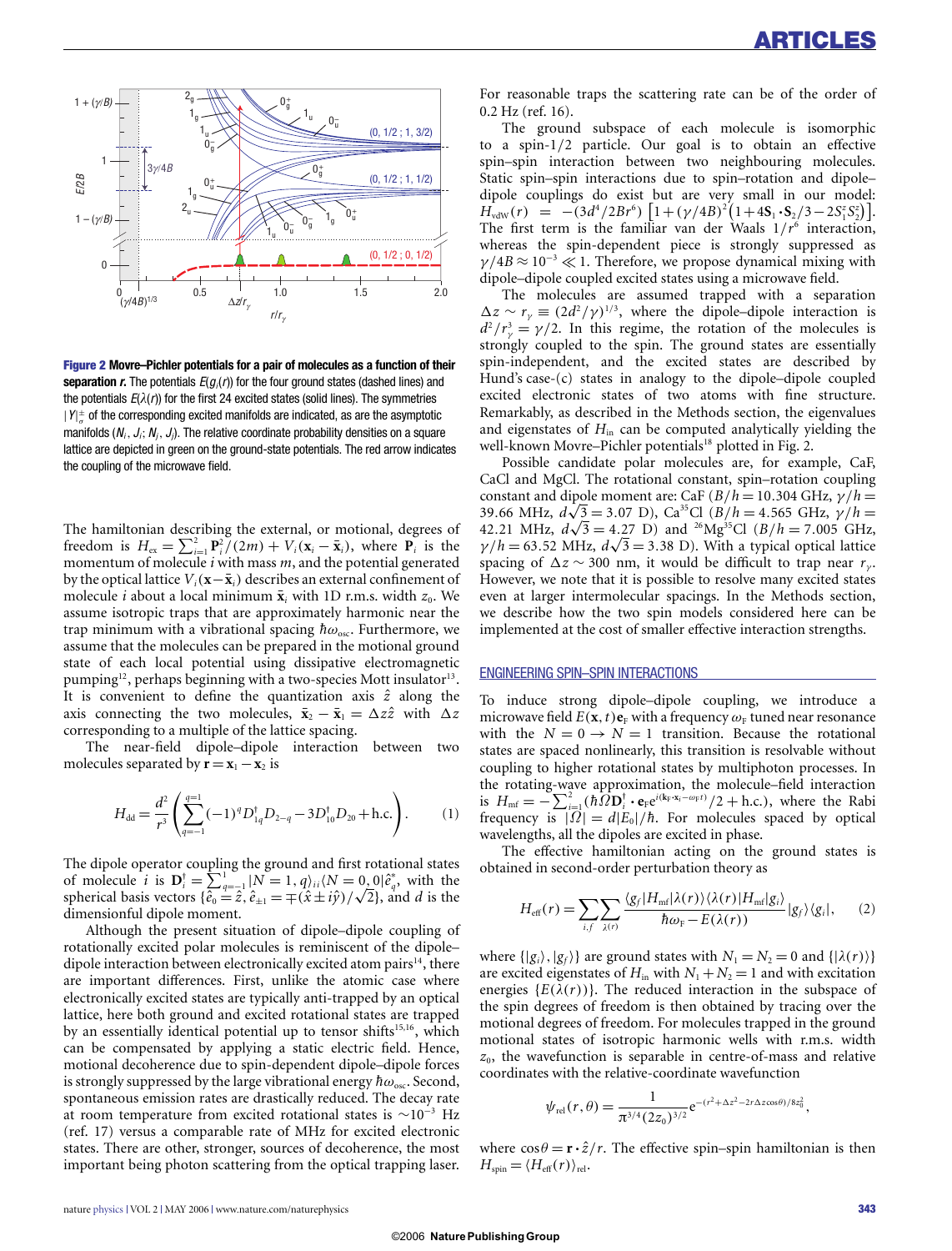**Figure 2 Movre–Pichler potentials for a pair of molecules as a function of their separation *r*.** The potentials $E(g_i(r))$ for the four ground states (dashed lines) and the potentials $E(\lambda(r))$ for the first 24 excited states (solid lines). The symmetries $|Y|^{\pm}_{\sigma}$ of the corresponding excited manifolds are indicated, as are the asymptotic manifolds $(N_i, J_i; N_j, J_j)$. The relative coordinate probability densities on a square lattice are depicted in green on the ground-state potentials. The red arrow indicates the coupling of the microwave field.

The hamiltonian describing the external, or motional, degrees of freedom is $H_{ex} = \sum_{i=1}^{2} \mathbf{P}_i^2/(2m) + V_i(\mathbf{x}_i - \bar{\mathbf{x}}_i)$, where $\mathbf{P}_i$ is the momentum of molecule $i$ with mass $m$, and the potential generated by the optical lattice $V_i(\mathbf{x}-\bar{\mathbf{x}}_i)$ describes an external confinement of molecule $i$ about a local minimum $\bar{\mathbf{x}}_i$ with 1D r.m.s. width $z_0$. We assume isotropic traps that are approximately harmonic near the trap minimum with a vibrational spacing $\hbar\omega_{osc}$. Furthermore, we assume that the molecules can be prepared in the motional ground state of each local potential using dissipative electromagnetic pumping[12], perhaps beginning with a two-species Mott insulator[13]. It is convenient to define the quantization axis $\hat{z}$ along the axis connecting the two molecules, $\bar{\mathbf{x}}_2 - \bar{\mathbf{x}}_1 = \Delta z\hat{z}$ with $\Delta z$ corresponding to a multiple of the lattice spacing.

The near-field dipole–dipole interaction between two molecules separated by $\mathbf{r} = \mathbf{x}_1 - \mathbf{x}_2$ is

$$H_{dd} = \frac{d^2}{r^3}\left(\sum_{q=-1}^{q=1}(-1)^q D_{1q}^{\dagger} D_{2-q} - 3D_{10}^{\dagger} D_{20} + \text{h.c.}\right). \quad (1)$$

The dipole operator coupling the ground and first rotational states of molecule $i$ is $\mathbf{D}_i^{\dagger} = \sum_{q=-1}^{1} |N=1,q\rangle_{ii}\langle N=0,0|\hat{e}_q^*$, with the spherical basis vectors $\{\hat{e}_0 = \hat{z}, \hat{e}_{\pm 1} = \mp(\hat{x} \pm i\hat{y})/\sqrt{2}\}$, and $d$ is the dimensionful dipole moment.

Although the present situation of dipole–dipole coupling of rotationally excited polar molecules is reminiscent of the dipole–dipole interaction between electronically excited atom pairs[14], there are important differences. First, unlike the atomic case where electronically excited states are typically anti-trapped by an optical lattice, here both ground and excited rotational states are trapped by an essentially identical potential up to tensor shifts[15,16], which can be compensated by applying a static electric field. Hence, motional decoherence due to spin-dependent dipole–dipole forces is strongly suppressed by the large vibrational energy $\hbar\omega_{osc}$. Second, spontaneous emission rates are drastically reduced. The decay rate at room temperature from excited rotational states is $\sim 10^{-3}$ Hz (ref. 17) versus a comparable rate of MHz for excited electronic states. There are other, stronger, sources of decoherence, the most important being photon scattering from the optical trapping laser. For reasonable traps the scattering rate can be of the order of 0.2 Hz (ref. 16).

The ground subspace of each molecule is isomorphic to a spin-1/2 particle. Our goal is to obtain an effective spin–spin interaction between two neighbouring molecules. Static spin–spin interactions due to spin–rotation and dipole–dipole couplings do exist but are very small in our model: $H_{vdW}(r) = -(3d^4/2Br^6)\left[1+(\gamma/4B)^2\left(1+4\mathbf{S}_1\cdot\mathbf{S}_2/3 - 2S_1^z S_2^z\right)\right]$. The first term is the familiar van der Waals $1/r^6$ interaction, whereas the spin-dependent piece is strongly suppressed as $\gamma/4B \approx 10^{-3} \ll 1$. Therefore, we propose dynamical mixing with dipole–dipole coupled excited states using a microwave field.

The molecules are assumed trapped with a separation $\Delta z \sim r_\gamma \equiv (2d^2/\gamma)^{1/3}$, where the dipole–dipole interaction is $d^2/r_\gamma^3 = \gamma/2$. In this regime, the rotation of the molecules is strongly coupled to the spin. The ground states are essentially spin-independent, and the excited states are described by Hund's case-(c) states in analogy to the dipole–dipole coupled excited electronic states of two atoms with fine structure. Remarkably, as described in the Methods section, the eigenvalues and eigenstates of $H_{in}$ can be computed analytically yielding the well-known Movre–Pichler potentials[18] plotted in Fig. 2.

Possible candidate polar molecules are, for example, CaF, CaCl and MgCl. The rotational constant, spin–rotation coupling constant and dipole moment are: CaF ($B/h = 10.304$ GHz, $\gamma/h = 39.66$ MHz, $d\sqrt{3} = 3.07$ D), $Ca^{35}Cl$ ($B/h = 4.565$ GHz, $\gamma/h = 42.21$ MHz, $d\sqrt{3} = 4.27$ D) and $^{26}Mg^{35}Cl$ ($B/h = 7.005$ GHz, $\gamma/h = 63.52$ MHz, $d\sqrt{3} = 3.38$ D). With a typical optical lattice spacing of $\Delta z \sim 300$ nm, it would be difficult to trap near $r_\gamma$. However, we note that it is possible to resolve many excited states even at larger intermolecular spacings. In the Methods section, we describe how the two spin models considered here can be implemented at the cost of smaller effective interaction strengths.

## ENGINEERING SPIN–SPIN INTERACTIONS

To induce strong dipole–dipole coupling, we introduce a microwave field $E(\mathbf{x},t)\mathbf{e}_F$ with a frequency $\omega_F$ tuned near resonance with the $N=0 \rightarrow N=1$ transition. Because the rotational states are spaced nonlinearly, this transition is resolvable without coupling to higher rotational states by multiphoton processes. In the rotating-wave approximation, the molecule–field interaction is $H_{mf} = -\sum_{i=1}^{2}(\hbar\Omega\mathbf{D}_i^{\dagger}\cdot\mathbf{e}_F e^{i(\mathbf{k}_F\cdot\mathbf{x}_i - \omega_F t)}/2 + \text{h.c.})$, where the Rabi frequency is $|\Omega| = d|E_0|/\hbar$. For molecules spaced by optical wavelengths, all the dipoles are excited in phase.

The effective hamiltonian acting on the ground states is obtained in second-order perturbation theory as

$$H_{eff}(r) = \sum_{i,f}\sum_{\lambda(r)} \frac{\langle g_f|H_{mf}|\lambda(r)\rangle\langle\lambda(r)|H_{mf}|g_i\rangle}{\hbar\omega_F - E(\lambda(r))}|g_f\rangle\langle g_i|, \quad (2)$$

where $\{|g_i\rangle, |g_f\rangle\}$ are ground states with $N_1 = N_2 = 0$ and $\{|\lambda(r)\rangle\}$ are excited eigenstates of $H_{in}$ with $N_1 + N_2 = 1$ and with excitation energies $\{E(\lambda(r))\}$. The reduced interaction in the subspace of the spin degrees of freedom is then obtained by tracing over the motional degrees of freedom. For molecules trapped in the ground motional states of isotropic harmonic wells with r.m.s. width $z_0$, the wavefunction is separable in centre-of-mass and relative coordinates with the relative-coordinate wavefunction

$$\psi_{rel}(r,\theta) = \frac{1}{\pi^{3/4}(2z_0)^{3/2}} e^{-(r^2+\Delta z^2 - 2r\Delta z\cos\theta)/8z_0^2},$$

where $\cos\theta = \mathbf{r}\cdot\hat{z}/r$. The effective spin–spin hamiltonian is then $H_{spin} = \langle H_{eff}(r)\rangle_{rel}$.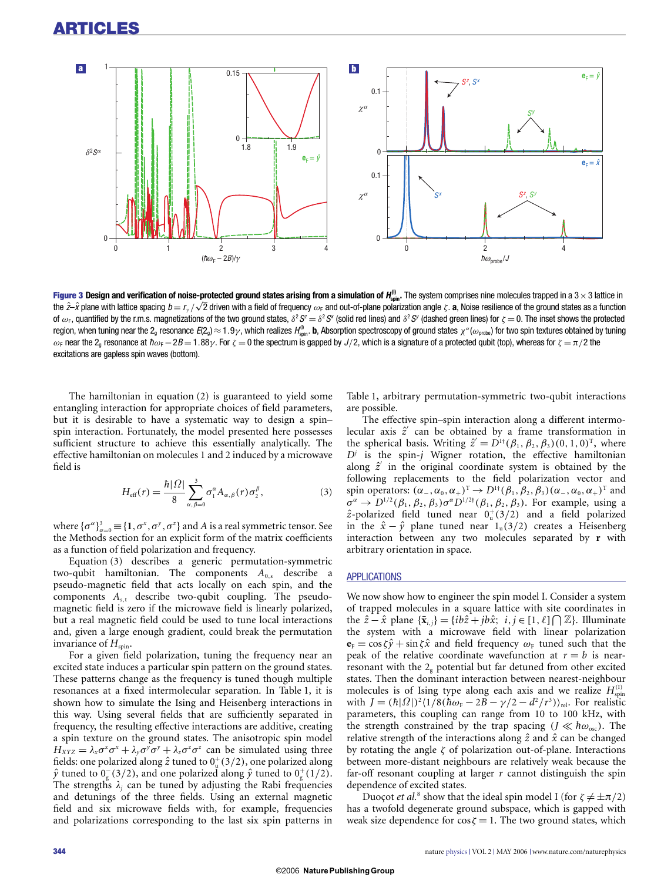**Figure 3** **Design and verification of noise-protected ground states arising from a simulation of $H^{(I)}_{\rm spin}$.** The system comprises nine molecules trapped in a 3 × 3 lattice in the $\hat{z}$–$\hat{x}$ plane with lattice spacing $b = r_\gamma/\sqrt{2}$ driven with a field of frequency $\omega_{\rm F}$ and out-of-plane polarization angle $\zeta$. **a**, Noise resilience of the ground states as a function of $\omega_{\rm F}$, quantified by the r.m.s. magnetizations of the two ground states, $\delta^2 S^z = \delta^2 S^x$ (solid red lines) and $\delta^2 S^y$ (dashed green lines) for $\zeta = 0$. The inset shows the protected region, when tuning near the $2_{\rm g}$ resonance $E(2_{\rm g}) \approx 1.9\gamma$, which realizes $H^{(I)}_{\rm spin}$. **b**, Absorption spectroscopy of ground states $\chi^\alpha(\omega_{\rm probe})$ for two spin textures obtained by tuning $\omega_{\rm F}$ near the $2_{\rm g}$ resonance at $\hbar\omega_{\rm F} - 2B = 1.88\gamma$. For $\zeta = 0$ the spectrum is gapped by $J/2$, which is a signature of a protected qubit (top), whereas for $\zeta = \pi/2$ the excitations are gapless spin waves (bottom).

The hamiltonian in equation (2) is guaranteed to yield some entangling interaction for appropriate choices of field parameters, but it is desirable to have a systematic way to design a spin–spin interaction. Fortunately, the model presented here possesses sufficient structure to achieve this essentially analytically. The effective hamiltonian on molecules 1 and 2 induced by a microwave field is

$$H_{\rm eff}(r) = \frac{\hbar|\Omega|}{8}\sum_{\alpha,\beta=0}^{3}\sigma_1^\alpha A_{\alpha,\beta}(r)\sigma_2^\beta, \qquad (3)$$

where $\{\sigma^\alpha\}_{\alpha=0}^3 \equiv \{\mathbf{1}, \sigma^x, \sigma^y, \sigma^z\}$ and $A$ is a real symmetric tensor. See the Methods section for an explicit form of the matrix coefficients as a function of field polarization and frequency.

Equation (3) describes a generic permutation-symmetric two-qubit hamiltonian. The components $A_{0,s}$ describe a pseudo-magnetic field that acts locally on each spin, and the components $A_{s,t}$ describe two-qubit coupling. The pseudo-magnetic field is zero if the microwave field is linearly polarized, but a real magnetic field could be used to tune local interactions and, given a large enough gradient, could break the permutation invariance of $H_{\rm spin}$.

For a given field polarization, tuning the frequency near an excited state induces a particular spin pattern on the ground states. These patterns change as the frequency is tuned though multiple resonances at a fixed intermolecular separation. In Table 1, it is shown how to simulate the Ising and Heisenberg interactions in this way. Using several fields that are sufficiently separated in frequency, the resulting effective interactions are additive, creating a spin texture on the ground states. The anisotropic spin model $H_{XYZ} = \lambda_x\sigma^x\sigma^x + \lambda_y\sigma^y\sigma^y + \lambda_z\sigma^z\sigma^z$ can be simulated using three fields: one polarized along $\hat{z}$ tuned to $0^+_{\rm u}(3/2)$, one polarized along $\hat{y}$ tuned to $0^-_{\rm g}(3/2)$, and one polarized $\hat{y}$ tuned to $0^+_{\rm g}(1/2)$. The strengths $\lambda_j$ can be tuned by adjusting the Rabi frequencies and detunings of the three fields. Using an external magnetic field and six microwave fields with, for example, frequencies and polarizations corresponding to the last six spin patterns in Table 1, arbitrary permutation-symmetric two-qubit interactions are possible.

The effective spin–spin interaction along a different intermolecular axis $\hat{z}'$ can be obtained by a frame transformation in the spherical basis. Writing $\hat{z}' = D^{1\dagger}(\beta_1, \beta_2, \beta_3)(0, 1, 0)^{\rm T}$, where $D^j$ is the spin-$j$ Wigner rotation, the effective hamiltonian along $\hat{z}'$ in the original coordinate system is obtained by the following replacements to the field polarization vector and spin operators: $(\alpha_-, \alpha_0, \alpha_+)^{\rm T} \to D^{1\dagger}(\beta_1, \beta_2, \beta_3)(\alpha_-, \alpha_0, \alpha_+)^{\rm T}$ and $\sigma^\alpha \to D^{1/2}(\beta_1, \beta_2, \beta_3)\sigma^\alpha D^{1/2\dagger}(\beta_1, \beta_2, \beta_3)$. For example, using a $\hat{z}$-polarized field tuned near $0^+_{\rm u}(3/2)$ and a field polarized in the $\hat{x} - \hat{y}$ plane tuned near $1_{\rm u}(3/2)$ creates a Heisenberg interaction between any two molecules separated by $\mathbf{r}$ with arbitrary orientation in space.

## APPLICATIONS

We now show how to engineer the spin model I. Consider a system of trapped molecules in a square lattice with site coordinates in the $\hat{z} - \hat{x}$ plane $\{\bar{\mathbf{x}}_{i,j}\} = \{ib\hat{z} + jb\hat{x};\ i, j \in [1, \ell] \bigcap \mathbb{Z}\}$. Illuminate the system with a microwave field with linear polarization $\mathbf{e}_{\rm F} = \cos\zeta\hat{y} + \sin\zeta\hat{x}$ and field frequency $\omega_{\rm F}$ tuned such that the peak of the relative coordinate wavefunction at $r = b$ is near-resonant with the $2_{\rm g}$ potential but far detuned from other excited states. Then the dominant interaction between nearest-neighbour molecules is of Ising type along each axis and we realize $H^{(I)}_{\rm spin}$ with $J = (\hbar|\Omega|)^2\langle 1/8(\hbar\omega_{\rm F} - 2B - \gamma/2 - d^2/r^3)\rangle_{\rm rel}$. For realistic parameters, this coupling can range from 10 to 100 kHz, with the strength constrained by the trap spacing ($J \ll \hbar\omega_{\rm osc}$). The relative strength of the interactions along $\hat{z}$ and $\hat{x}$ can be changed by rotating the angle $\zeta$ of polarization out-of-plane. Interactions between more-distant neighbours are relatively weak because the far-off resonant coupling at larger $r$ cannot distinguish the spin dependence of excited states.

Douçot *et al.*[8] show that the ideal spin model I (for $\zeta \neq \pm\pi/2$) has a twofold degenerate ground subspace, which is gapped with weak size dependence for $\cos\zeta = 1$. The two ground states, which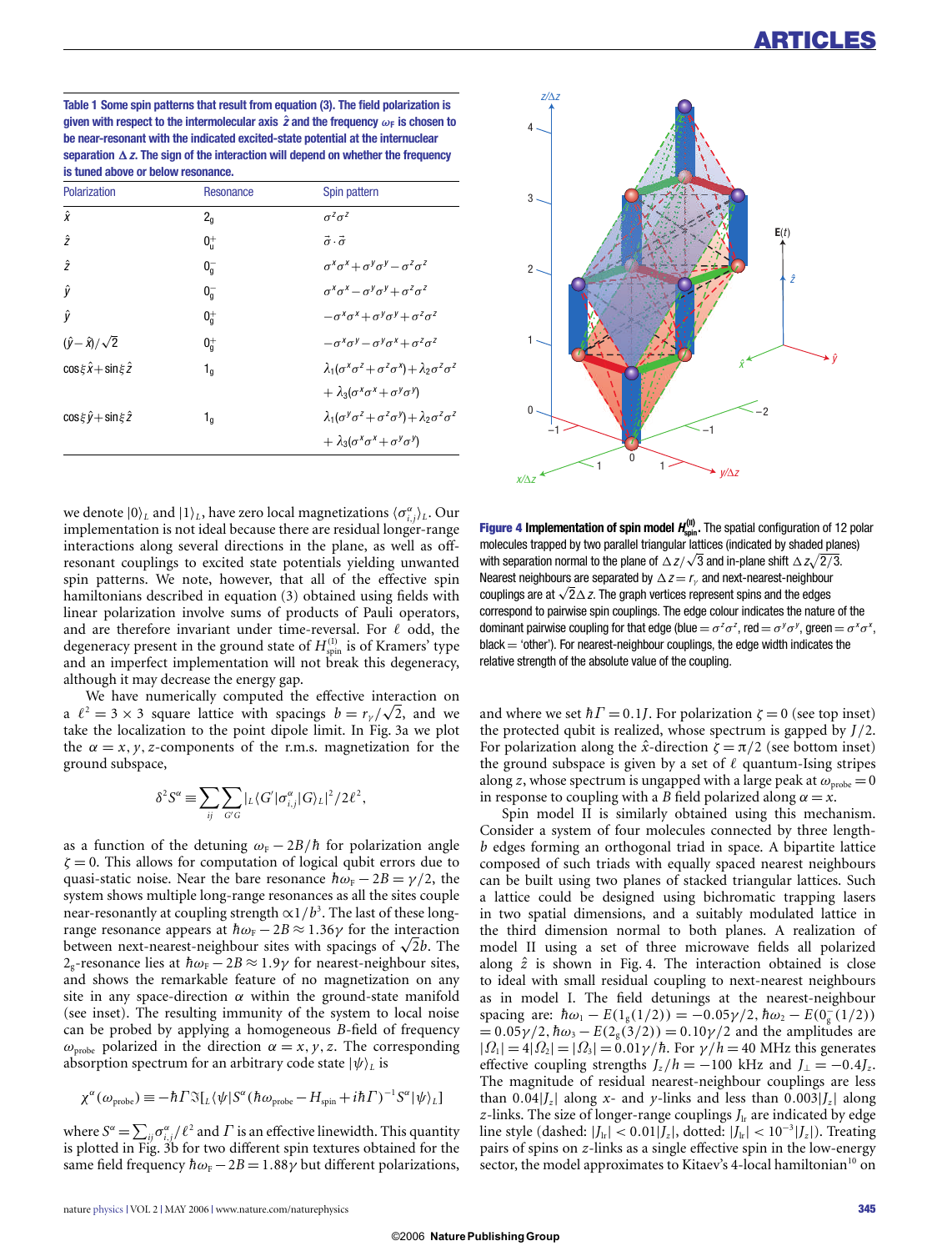**Table 1 Some spin patterns that result from equation (3). The field polarization is given with respect to the intermolecular axis $\hat{z}$ and the frequency $\omega_F$ is chosen to be near-resonant with the indicated excited-state potential at the internuclear separation $\Delta z$. The sign of the interaction will depend on whether the frequency is tuned above or below resonance.**

| Polarization | Resonance | Spin pattern |
|---|---|---|
| $\hat{x}$ | $2_g$ | $\sigma^z\sigma^z$ |
| $\hat{z}$ | $0_u^+$ | $\vec{\sigma}\cdot\vec{\sigma}$ |
| $\hat{z}$ | $0_g^-$ | $\sigma^x\sigma^x+\sigma^y\sigma^y-\sigma^z\sigma^z$ |
| $\hat{y}$ | $0_g^-$ | $\sigma^x\sigma^x-\sigma^y\sigma^y+\sigma^z\sigma^z$ |
| $\hat{y}$ | $0_g^+$ | $-\sigma^x\sigma^x+\sigma^y\sigma^y+\sigma^z\sigma^z$ |
| $(\hat{y}-\hat{x})/\sqrt{2}$ | $0_g^+$ | $-\sigma^x\sigma^y-\sigma^y\sigma^x+\sigma^z\sigma^z$ |
| $\cos\xi\hat{x}+\sin\xi\hat{z}$ | $1_g$ | $\lambda_1(\sigma^x\sigma^z+\sigma^z\sigma^x)+\lambda_2\sigma^z\sigma^z$ $+\lambda_3(\sigma^x\sigma^x+\sigma^y\sigma^y)$ |
| $\cos\xi\hat{y}+\sin\xi\hat{z}$ | $1_g$ | $\lambda_1(\sigma^y\sigma^z+\sigma^z\sigma^y)+\lambda_2\sigma^z\sigma^z$ $+\lambda_3(\sigma^x\sigma^x+\sigma^y\sigma^y)$ |

we denote $|0\rangle_L$ and $|1\rangle_L$, have zero local magnetizations $\langle\sigma^\alpha_{i,j}\rangle_L$. Our implementation is not ideal because there are residual longer-range interactions along several directions in the plane, as well as off-resonant couplings to excited state potentials yielding unwanted spin patterns. We note, however, that all of the effective spin hamiltonians described in equation (3) obtained using fields with linear polarization involve sums of products of Pauli operators, and are therefore invariant under time-reversal. For $\ell$ odd, the degeneracy present in the ground state of $H^{(\mathrm{I})}_{\mathrm{spin}}$ is of Kramers' type and an imperfect implementation will not break this degeneracy, although it may decrease the energy gap.

We have numerically computed the effective interaction on a $\ell^2=3\times3$ square lattice with spacings $b=r_\gamma/\sqrt{2}$, and we take the localization to the point dipole limit. In Fig. 3a we plot the $\alpha=x,y,z$-components of the r.m.s. magnetization for the ground subspace,

$$\delta^2 S^\alpha \equiv \sum_{ij}\sum_{G'G}|_L\langle G'|\sigma^\alpha_{i,j}|G\rangle_L|^2/2\ell^2,$$

as a function of the detuning $\omega_F-2B/\hbar$ for polarization angle $\zeta=0$. This allows for computation of logical qubit errors due to quasi-static noise. Near the bare resonance $\hbar\omega_F-2B=\gamma/2$, the system shows multiple long-range resonances as all the sites couple near-resonantly at coupling strength $\propto 1/b^3$. The last of these long-range resonance appears at $\hbar\omega_F-2B\approx1.36\gamma$ for the interaction between next-nearest-neighbour sites with spacings of $\sqrt{2}b$. The $2_g$-resonance lies at $\hbar\omega_F-2B\approx1.9\gamma$ for nearest-neighbour sites, and shows the remarkable feature of no magnetization on any site in any space-direction $\alpha$ within the ground-state manifold (see inset). The resulting immunity of the system to local noise can be probed by applying a homogeneous $B$-field of frequency $\omega_{\mathrm{probe}}$ polarized in the direction $\alpha=x,y,z$. The corresponding absorption spectrum for an arbitrary code state $|\psi\rangle_L$ is

$$\chi^\alpha(\omega_{\mathrm{probe}})\equiv-\hbar\Gamma\Im[_L\langle\psi|S^\alpha(\hbar\omega_{\mathrm{probe}}-H_{\mathrm{spin}}+i\hbar\Gamma)^{-1}S^\alpha|\psi\rangle_L]$$

where $S^\alpha=\sum_{ij}\sigma^\alpha_{i,j}/\ell^2$ and $\Gamma$ is an effective linewidth. This quantity is plotted in Fig. 3b for two different spin textures obtained for the same field frequency $\hbar\omega_F-2B=1.88\gamma$ but different polarizations, and where we set $\hbar\Gamma=0.1J$. For polarization $\zeta=0$ (see top inset) the protected qubit is realized, whose spectrum is gapped by $J/2$. For polarization along the $\hat{x}$-direction $\zeta=\pi/2$ (see bottom inset) the ground subspace is given by a set of $\ell$ quantum-Ising stripes along $z$, whose spectrum is ungapped with a large peak at $\omega_{\mathrm{probe}}=0$ in response to coupling with a $B$ field polarized along $\alpha=x$.

Spin model II is similarly obtained using this mechanism. Consider a system of four molecules connected by three length-$b$ edges forming an orthogonal triad in space. A bipartite lattice composed of such triads with equally spaced nearest neighbours can be built using two planes of stacked triangular lattices. Such a lattice could be designed using bichromatic trapping lasers in two spatial dimensions, and a suitably modulated lattice in the third dimension normal to both planes. A realization of model II using a set of three microwave fields all polarized along $\hat{z}$ is shown in Fig. 4. The interaction obtained is close to ideal with small residual coupling to next-nearest neighbours as in model I. The field detunings at the nearest-neighbour spacing are: $\hbar\omega_1-E(1_g(1/2))=-0.05\gamma/2$, $\hbar\omega_2-E(0_g^-(1/2))=0.05\gamma/2$, $\hbar\omega_3-E(2_g(3/2))=0.10\gamma/2$ and the amplitudes are $|\Omega_1|=4|\Omega_2|=|\Omega_3|=0.01\gamma/\hbar$. For $\gamma/h=40$ MHz this generates effective coupling strengths $J_z/h=-100$ kHz and $J_\perp=-0.4J_z$. The magnitude of residual nearest-neighbour couplings are less than $0.04|J_z|$ along $x$- and $y$-links and less than $0.003|J_z|$ along $z$-links. The size of longer-range couplings $J_{\mathrm{lr}}$ are indicated by edge line style (dashed: $|J_{\mathrm{lr}}|<0.01|J_z|$, dotted: $|J_{\mathrm{lr}}|<10^{-3}|J_z|$). Treating pairs of spins on $z$-links as a single effective spin in the low-energy sector, the model approximates to Kitaev's 4-local hamiltonian[10] on

**Figure 4 Implementation of spin model $H^{(\mathrm{II})}_{\mathrm{spin}}$.** The spatial configuration of 12 polar molecules trapped by two parallel triangular lattices (indicated by shaded planes) with separation normal to the plane of $\Delta z/\sqrt{3}$ and in-plane shift $\Delta z\sqrt{2/3}$. Nearest neighbours are separated by $\Delta z=r_\gamma$ and next-nearest-neighbour couplings are at $\sqrt{2}\Delta z$. The graph vertices represent spins and the edges correspond to pairwise spin couplings. The edge colour indicates the nature of the dominant pairwise coupling for that edge (blue $=\sigma^z\sigma^z$, red $=\sigma^y\sigma^y$, green $=\sigma^x\sigma^x$, black $=$ 'other'). For nearest-neighbour couplings, the edge width indicates the relative strength of the absolute value of the coupling.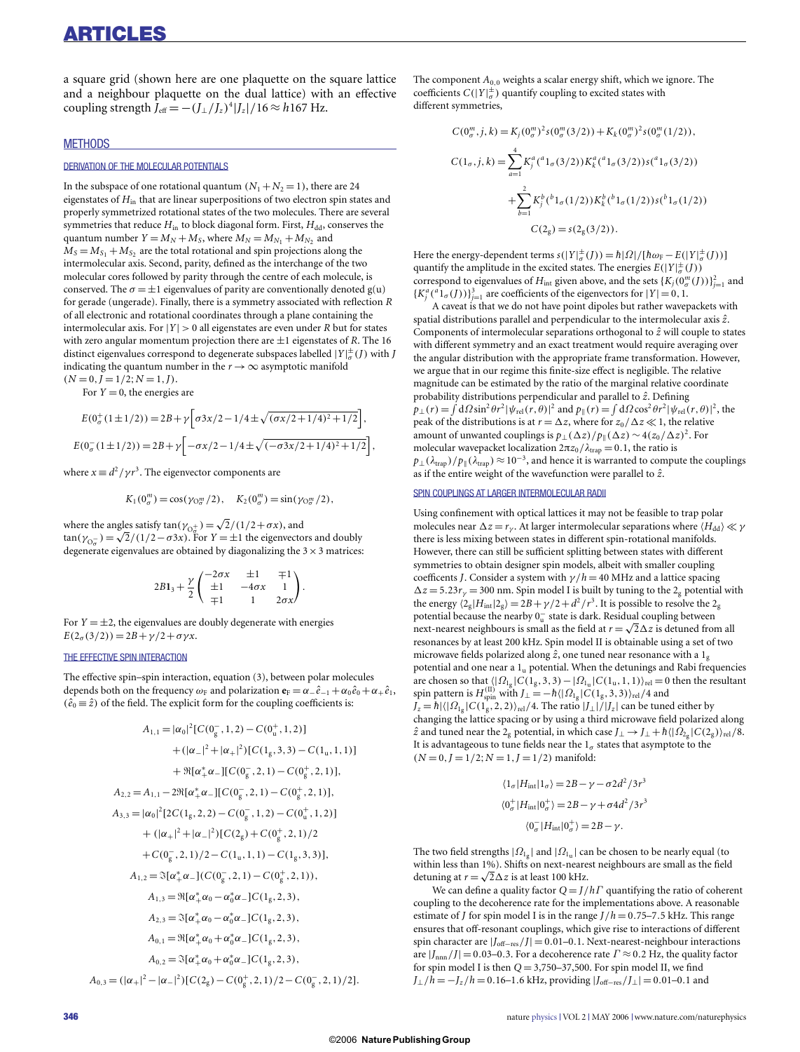a square grid (shown here are one plaquette on the square lattice and a neighbour plaquette on the dual lattice) with an effective coupling strength $J_{\rm eff} = -(J_\perp/J_z)^4|J_z|/16 \approx h167$ Hz.

## METHODS

### DERIVATION OF THE MOLECULAR POTENTIALS

In the subspace of one rotational quantum ($N_1+N_2=1$), there are 24 eigenstates of $H_{\rm in}$ that are linear superpositions of two electron spin states and properly symmetrized rotational states of the two molecules. There are several symmetries that reduce $H_{\rm in}$ to block diagonal form. First, $H_{\rm dd}$, conserves the quantum number $Y=M_N+M_S$, where $M_N=M_{N_1}+M_{N_2}$ and $M_S=M_{S_1}+M_{S_2}$ are the total rotational and spin projections along the intermolecular axis. Second, parity, defined as the interchange of the two molecular cores followed by parity through the centre of each molecule, is conserved. The $\sigma=\pm1$ eigenvalues of parity are conventionally denoted g(u) for gerade (ungerade). Finally, there is a symmetry associated with reflection $R$ of all electronic and rotational coordinates through a plane containing the intermolecular axis. For $|Y|>0$ all eigenstates are even under $R$ but for states with zero angular momentum projection there are $\pm1$ eigenstates of $R$. The 16 distinct eigenvalues correspond to degenerate subspaces labelled $|Y|^\pm_\sigma(J)$ with $J$ indicating the quantum number in the $r\to\infty$ asymptotic manifold ($N=0, J=1/2; N=1, J$).

For $Y=0$, the energies are

$$E(0^+_\sigma(1\pm1/2)) = 2B+\gamma\left[\sigma 3x/2 - 1/4 \pm\sqrt{(\sigma x/2+1/4)^2+1/2}\right],$$

$$E(0^-_\sigma(1\pm1/2)) = 2B+\gamma\left[-\sigma x/2 - 1/4 \pm\sqrt{(-\sigma 3x/2+1/4)^2+1/2}\right],$$

where $x\equiv d^2/\gamma r^3$. The eigenvector components are

$$K_1(0^m_\sigma)=\cos(\gamma_{O^m_\sigma}/2),\quad K_2(0^m_\sigma)=\sin(\gamma_{O^m_\sigma}/2),$$

where the angles satisfy $\tan(\gamma_{O^+_\sigma})=\sqrt{2}/(1/2+\sigma x)$, and $\tan(\gamma_{O^-_\sigma})=\sqrt{2}/(1/2-\sigma 3x)$. For $Y=\pm1$ the eigenvectors and doubly degenerate eigenvalues are obtained by diagonalizing the $3\times3$ matrices:

$$2B\mathbf{1}_3+\frac{\gamma}{2}\begin{pmatrix}-2\sigma x & \pm1 & \mp1\\ \pm1 & -4\sigma x & 1\\ \mp1 & 1 & 2\sigma x\end{pmatrix}.$$

For $Y=\pm2$, the eigenvalues are doubly degenerate with energies $E(2_\sigma(3/2))=2B+\gamma/2+\sigma\gamma x$.

### THE EFFECTIVE SPIN INTERACTION

The effective spin–spin interaction, equation (3), between polar molecules depends both on the frequency $\omega_{\rm F}$ and polarization $\mathbf{e}_{\rm F}=\alpha_-\hat{e}_{-1}+\alpha_0\hat{e}_0+\alpha_+\hat{e}_1$, ($\hat{e}_0\equiv\hat{z}$) of the field. The explicit form for the coupling coefficients is:

$$
\begin{aligned}
A_{1,1} &= |\alpha_0|^2[C(0^-_{\rm g},1,2)-C(0^+_{\rm u},1,2)]\\
&\quad +(|\alpha_-|^2+|\alpha_+|^2)[C(1_{\rm g},3,3)-C(1_{\rm u},1,1)]\\
&\quad +\Re[\alpha_+^*\alpha_-][C(0^-_{\rm g},2,1)-C(0^+_{\rm g},2,1)],\\
A_{2,2} &= A_{1,1}-2\Re[\alpha_+^*\alpha_-][C(0^-_{\rm g},2,1)-C(0^+_{\rm g},2,1)],\\
A_{3,3} &= |\alpha_0|^2[2C(1_{\rm g},2,2)-C(0^-_{\rm g},1,2)-C(0^+_{\rm u},1,2)]\\
&\quad +(|\alpha_+|^2+|\alpha_-|^2)[C(2_{\rm g})+C(0^+_{\rm g},2,1)/2\\
&\quad +C(0^-_{\rm g},2,1)/2-C(1_{\rm u},1,1)-C(1_{\rm g},3,3)],\\
A_{1,2} &= \Im[\alpha_+^*\alpha_-](C(0^-_{\rm g},2,1)-C(0^+_{\rm g},2,1)),\\
A_{1,3} &= \Re[\alpha_+^*\alpha_0-\alpha_0^*\alpha_-]C(1_{\rm g},2,3),\\
A_{2,3} &= \Im[\alpha_+^*\alpha_0-\alpha_0^*\alpha_-]C(1_{\rm g},2,3),\\
A_{0,1} &= \Re[\alpha_+^*\alpha_0+\alpha_0^*\alpha_-]C(1_{\rm g},2,3),\\
A_{0,2} &= \Im[\alpha_+^*\alpha_0+\alpha_0^*\alpha_-]C(1_{\rm g},2,3),\\
A_{0,3} &= (|\alpha_+|^2-|\alpha_-|^2)[C(2_{\rm g})-C(0^+_{\rm g},2,1)/2-C(0^-_{\rm g},2,1)/2].
\end{aligned}
$$

The component $A_{0,0}$ weights a scalar energy shift, which we ignore. The coefficients $C(|Y|^\pm_\sigma)$ quantify coupling to excited states with different symmetries,

$$
\begin{aligned}
C(0^m_\sigma,j,k) &= K_j(0^m_\sigma)^2 s(0^m_\sigma(3/2))+K_k(0^m_\sigma)^2 s(0^m_\sigma(1/2)),\\
C(1_\sigma,j,k) &= \sum_{a=1}^{4}K^a_j(^a1_\sigma(3/2))K^a_k(^a1_\sigma(3/2))s(^a1_\sigma(3/2))\\
&\quad +\sum_{b=1}^{2}K^b_j(^b1_\sigma(1/2))K^b_k(^b1_\sigma(1/2))s(^b1_\sigma(1/2))\\
C(2_{\rm g}) &= s(2_{\rm g}(3/2)).
\end{aligned}
$$

Here the energy-dependent terms $s(|Y|^\pm_\sigma(J))=\hbar|\Omega|/[\hbar\omega_{\rm F}-E(|Y|^\pm_\sigma(J))]$ quantify the amplitude in the excited states. The energies $E(|Y|^\pm_\sigma(J))$ correspond to eigenvalues of $H_{\rm int}$ given above, and the sets $\{K_j(0^m_\sigma(J))\}_{j=1}^2$ and $\{K^a_j(^a1_\sigma(J))\}_{j=1}^3$ are coefficients of the eigenvectors for $|Y|=0,1$.

A caveat is that we do not have point dipoles but rather wavepackets with spatial distributions parallel and perpendicular to the intermolecular axis $\hat{z}$. Components of intermolecular separations orthogonal to $\hat{z}$ will couple to states with different symmetry and an exact treatment would require averaging over the angular distribution with the appropriate frame transformation. However, we argue that in our regime this finite-size effect is negligible. The relative magnitude can be estimated by the ratio of the marginal relative coordinate probability distributions perpendicular and parallel to $\hat{z}$. Defining $p_\perp(r)=\int d\Omega\sin^2\theta r^2|\psi_{\rm rel}(r,\theta)|^2$ and $p_\parallel(r)=\int d\Omega\cos^2\theta r^2|\psi_{\rm rel}(r,\theta)|^2$, the peak of the distributions is at $r=\Delta z$, where for $z_0/\Delta z\ll1$, the relative amount of unwanted couplings is $p_\perp(\Delta z)/p_\parallel(\Delta z)\sim4(z_0/\Delta z)^2$. For molecular wavepacket localization $2\pi z_0/\lambda_{\rm trap}=0.1$, the ratio is $p_\perp(\lambda_{\rm trap})/p_\parallel(\lambda_{\rm trap})\approx10^{-3}$, and hence it is warranted to compute the couplings as if the entire weight of the wavefunction were parallel to $\hat{z}$.

### SPIN COUPLINGS AT LARGER INTERMOLECULAR RADII

Using confinement with optical lattices it may not be feasible to trap polar molecules near $\Delta z=r_\gamma$. At larger intermolecular separations where $\langle H_{\rm dd}\rangle\ll\gamma$ there is less mixing between states in different spin-rotational manifolds. However, there can still be sufficient splitting between states with different symmetries to obtain designer spin models, albeit with smaller coupling coefficients $J$. Consider a system with $\gamma/h=40$ MHz and a lattice spacing $\Delta z=5.23r_\gamma=300$ nm. Spin model I is built by tuning to the $2_{\rm g}$ potential with the energy $\langle 2_{\rm g}|H_{\rm int}|2_{\rm g}\rangle=2B+\gamma/2+d^2/r^3$. It is possible to resolve the $2_{\rm g}$ potential because the nearby $0^-_{\rm u}$ state is dark. Residual coupling between next-nearest neighbours is small as the field at $r=\sqrt{2}\Delta z$ is detuned from all resonances by at least 200 kHz. Spin model II is obtainable using a set of two microwave fields polarized along $\hat{z}$, one tuned near resonance with a $1_{\rm g}$ potential and one near a $1_{\rm u}$ potential. When the detunings and Rabi frequencies are chosen so that $\langle|\Omega_{1_{\rm g}}|C(1_{\rm g},3,3)-|\Omega_{1_{\rm u}}|C(1_{\rm u},1,1)\rangle_{\rm rel}=0$ then the resultant spin pattern is $H^{\rm (II)}_{\rm spin}$ with $J_\perp=-\hbar\langle|\Omega_{1_{\rm g}}|C(1_{\rm g},3,3)\rangle_{\rm rel}/4$ and $J_z=\hbar|\langle|\Omega_{1_{\rm g}}|C(1_{\rm g},2,2)\rangle_{\rm rel}/4$. The ratio $|J_\perp|/|J_z|$ can be tuned either by changing the lattice spacing or by using a third microwave field polarized along $\hat{z}$ and tuned near the $2_{\rm g}$ potential, in which case $J_\perp\to J_\perp+\hbar\langle|\Omega_{2_{\rm g}}|C(2_{\rm g})\rangle_{\rm rel}/8$. It is advantageous to tune fields near the $1_\sigma$ states that asymptote to the $(N=0, J=1/2; N=1, J=1/2)$ manifold:

$$
\begin{aligned}
\langle 1_\sigma|H_{\rm int}|1_\sigma\rangle &= 2B-\gamma-\sigma2d^2/3r^3\\
\langle 0^+_\sigma|H_{\rm int}|0^+_\sigma\rangle &= 2B-\gamma+\sigma4d^2/3r^3\\
\langle 0^-_\sigma|H_{\rm int}|0^+_\sigma\rangle &= 2B-\gamma.
\end{aligned}
$$

The two field strengths $|\Omega_{1_{\rm g}}|$ and $|\Omega_{1_{\rm u}}|$ can be chosen to be nearly equal (to within less than 1%). Shifts on next-nearest neighbours are small as the field detuning at $r=\sqrt{2}\Delta z$ is at least 100 kHz.

We can define a quality factor $Q=J/h\Gamma$ quantifying the ratio of coherent coupling to the decoherence rate for the implementations above. A reasonable estimate of $J$ for spin model I is in the range $J/h=0.75$–$7.5$ kHz. This range ensures that off-resonant couplings, which give rise to interactions of different spin character are $|J_{\rm off-res}/J|=0.01$–$0.1$. Next-nearest-neighbour interactions are $|J_{\rm nnn}/J|=0.03$–$0.3$. For a decoherence rate $\Gamma\approx0.2$ Hz, the quality factor for spin model I is then $Q=3{,}750$–$37{,}500$. For spin model II, we find $J_\perp/h=-J_z/h=0.16$–$1.6$ kHz, providing $|J_{\rm off-res}/J_\perp|=0.01$–$0.1$ and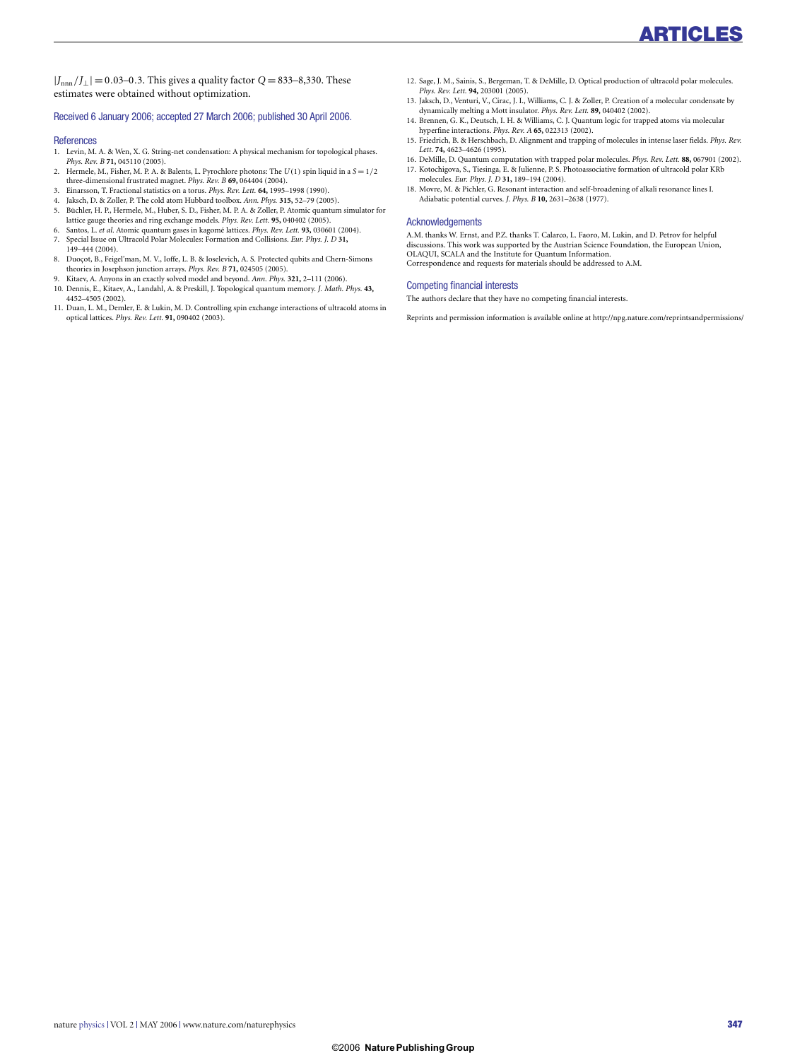$|J_{nnn}/J_{\perp}| = 0.03$–$0.3$. This gives a quality factor $Q = 833$–$8{,}330$. These estimates were obtained without optimization.

Received 6 January 2006; accepted 27 March 2006; published 30 April 2006.

## References

1. Levin, M. A. & Wen, X. G. String-net condensation: A physical mechanism for topological phases. *Phys. Rev. B* **71,** 045110 (2005).
2. Hermele, M., Fisher, M. P. A. & Balents, L. Pyrochlore photons: The $U(1)$ spin liquid in a $S = 1/2$ three-dimensional frustrated magnet. *Phys. Rev. B* **69,** 064404 (2004).
3. Einarsson, T. Fractional statistics on a torus. *Phys. Rev. Lett.* **64,** 1995–1998 (1990).
4. Jaksch, D. & Zoller, P. The cold atom Hubbard toolbox. *Ann. Phys.* **315,** 52–79 (2005).
5. Büchler, H. P., Hermele, M., Huber, S. D., Fisher, M. P. A. & Zoller, P. Atomic quantum simulator for lattice gauge theories and ring exchange models. *Phys. Rev. Lett.* **95,** 040402 (2005).
6. Santos, L. *et al.* Atomic quantum gases in kagomé lattices. *Phys. Rev. Lett.* **93,** 030601 (2004).
7. Special Issue on Ultracold Polar Molecules: Formation and Collisions. *Eur. Phys. J. D* **31,** 149–444 (2004).
8. Duoçot, B., Feigel'man, M. V., Ioffe, L. B. & Ioselevich, A. S. Protected qubits and Chern-Simons theories in Josephson junction arrays. *Phys. Rev. B* **71,** 024505 (2005).
9. Kitaev, A. Anyons in an exactly solved model and beyond. *Ann. Phys.* **321,** 2–111 (2006).
10. Dennis, E., Kitaev, A., Landahl, A. & Preskill, J. Topological quantum memory. *J. Math. Phys.* **43,** 4452–4505 (2002).
11. Duan, L. M., Demler, E. & Lukin, M. D. Controlling spin exchange interactions of ultracold atoms in optical lattices. *Phys. Rev. Lett.* **91,** 090402 (2003).
12. Sage, J. M., Sainis, S., Bergeman, T. & DeMille, D. Optical production of ultracold polar molecules. *Phys. Rev. Lett.* **94,** 203001 (2005).
13. Jaksch, D., Venturi, V., Cirac, J. I., Williams, C. J. & Zoller, P. Creation of a molecular condensate by dynamically melting a Mott insulator. *Phys. Rev. Lett.* **89,** 040402 (2002).
14. Brennen, G. K., Deutsch, I. H. & Williams, C. J. Quantum logic for trapped atoms via molecular hyperfine interactions. *Phys. Rev. A* **65,** 022313 (2002).
15. Friedrich, B. & Herschbach, D. Alignment and trapping of molecules in intense laser fields. *Phys. Rev. Lett.* **74,** 4623–4626 (1995).
16. DeMille, D. Quantum computation with trapped polar molecules. *Phys. Rev. Lett.* **88,** 067901 (2002).
17. Kotochigova, S., Tiesinga, E. & Julienne, P. S. Photoassociative formation of ultracold polar KRb molecules. *Eur. Phys. J. D* **31,** 189–194 (2004).
18. Movre, M. & Pichler, G. Resonant interaction and self-broadening of alkali resonance lines I. Adiabatic potential curves. *J. Phys. B* **10,** 2631–2638 (1977).

## Acknowledgements

A.M. thanks W. Ernst, and P.Z. thanks T. Calarco, L. Faoro, M. Lukin, and D. Petrov for helpful discussions. This work was supported by the Austrian Science Foundation, the European Union, OLAQUI, SCALA and the Institute for Quantum Information.
Correspondence and requests for materials should be addressed to A.M.

## Competing financial interests

The authors declare that they have no competing financial interests.

Reprints and permission information is available online at http://npg.nature.com/reprintsandpermissions/